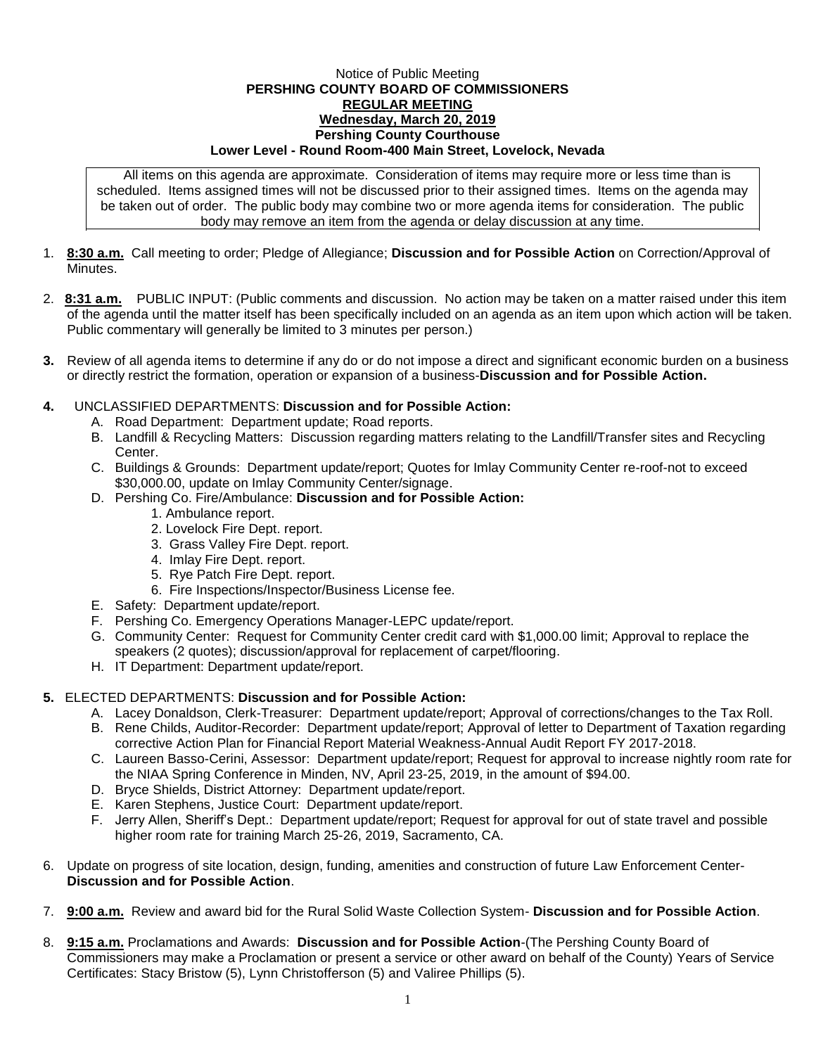Notice of Public Meeting

**PERSHING COUNTY BOARD OF COMMISSIONERS**

**REGULAR MEETING**

**Wednesday, March 20, 2019**

**Pershing County Courthouse**

**Lower Level - Round Room-400 Main Street, Lovelock, Nevada**

All items on this agenda are approximate. Consideration of items may require more or less time than is scheduled. Items assigned times will not be discussed prior to their assigned times. Items on the agenda may be taken out of order. The public body may combine two or more agenda items for consideration. The public body may remove an item from the agenda or delay discussion at any time.

1. **8:30 a.m.** Call meeting to order; Pledge of Allegiance; **Discussion and for Possible Action** on Correction/Approval of Minutes.

2. **8:31 a.m.** PUBLIC INPUT: (Public comments and discussion. No action may be taken on a matter raised under this item of the agenda until the matter itself has been specifically included on an agenda as an item upon which action will be taken. Public commentary will generally be limited to 3 minutes per person.)

3. Review of all agenda items to determine if any do or do not impose a direct and significant economic burden on a business or directly restrict the formation, operation or expansion of a business-**Discussion and for Possible Action.**

4. UNCLASSIFIED DEPARTMENTS: **Discussion and for Possible Action:**
   - A. Road Department: Department update; Road reports.
   - B. Landfill & Recycling Matters: Discussion regarding matters relating to the Landfill/Transfer sites and Recycling Center.
   - C. Buildings & Grounds: Department update/report; Quotes for Imlay Community Center re-roof-not to exceed $30,000.00, update on Imlay Community Center/signage.
   - D. Pershing Co. Fire/Ambulance: **Discussion and for Possible Action:**
     1. Ambulance report.
     2. Lovelock Fire Dept. report.
     3. Grass Valley Fire Dept. report.
     4. Imlay Fire Dept. report.
     5. Rye Patch Fire Dept. report.
     6. Fire Inspections/Inspector/Business License fee.
   - E. Safety: Department update/report.
   - F. Pershing Co. Emergency Operations Manager-LEPC update/report.
   - G. Community Center: Request for Community Center credit card with $1,000.00 limit; Approval to replace the speakers (2 quotes); discussion/approval for replacement of carpet/flooring.
   - H. IT Department: Department update/report.

5. ELECTED DEPARTMENTS: **Discussion and for Possible Action:**
   - A. Lacey Donaldson, Clerk-Treasurer: Department update/report; Approval of corrections/changes to the Tax Roll.
   - B. Rene Childs, Auditor-Recorder: Department update/report; Approval of letter to Department of Taxation regarding corrective Action Plan for Financial Report Material Weakness-Annual Audit Report FY 2017-2018.
   - C. Laureen Basso-Cerini, Assessor: Department update/report; Request for approval to increase nightly room rate for the NIAA Spring Conference in Minden, NV, April 23-25, 2019, in the amount of $94.00.
   - D. Bryce Shields, District Attorney: Department update/report.
   - E. Karen Stephens, Justice Court: Department update/report.
   - F. Jerry Allen, Sheriff's Dept.: Department update/report; Request for approval for out of state travel and possible higher room rate for training March 25-26, 2019, Sacramento, CA.

6. Update on progress of site location, design, funding, amenities and construction of future Law Enforcement Center-**Discussion and for Possible Action**.

7. **9:00 a.m.** Review and award bid for the Rural Solid Waste Collection System- **Discussion and for Possible Action**.

8. **9:15 a.m.** Proclamations and Awards: **Discussion and for Possible Action**-(The Pershing County Board of Commissioners may make a Proclamation or present a service or other award on behalf of the County) Years of Service Certificates: Stacy Bristow (5), Lynn Christofferson (5) and Valiree Phillips (5).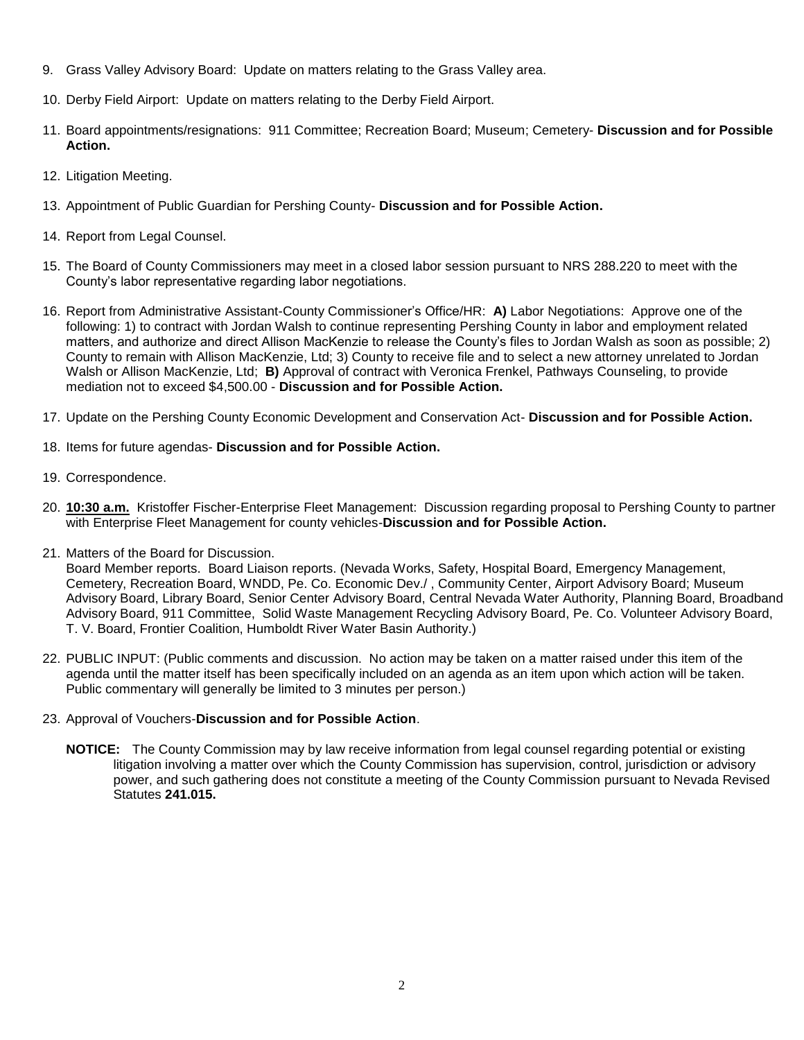9. Grass Valley Advisory Board: Update on matters relating to the Grass Valley area.

10. Derby Field Airport: Update on matters relating to the Derby Field Airport.

11. Board appointments/resignations: 911 Committee; Recreation Board; Museum; Cemetery- **Discussion and for Possible Action.**

12. Litigation Meeting.

13. Appointment of Public Guardian for Pershing County- **Discussion and for Possible Action.**

14. Report from Legal Counsel.

15. The Board of County Commissioners may meet in a closed labor session pursuant to NRS 288.220 to meet with the County's labor representative regarding labor negotiations.

16. Report from Administrative Assistant-County Commissioner's Office/HR: **A)** Labor Negotiations: Approve one of the following: 1) to contract with Jordan Walsh to continue representing Pershing County in labor and employment related matters, and authorize and direct Allison MacKenzie to release the County's files to Jordan Walsh as soon as possible; 2) County to remain with Allison MacKenzie, Ltd; 3) County to receive file and to select a new attorney unrelated to Jordan Walsh or Allison MacKenzie, Ltd; **B)** Approval of contract with Veronica Frenkel, Pathways Counseling, to provide mediation not to exceed $4,500.00 - **Discussion and for Possible Action.**

17. Update on the Pershing County Economic Development and Conservation Act- **Discussion and for Possible Action.**

18. Items for future agendas- **Discussion and for Possible Action.**

19. Correspondence.

20. **10:30 a.m.** Kristoffer Fischer-Enterprise Fleet Management: Discussion regarding proposal to Pershing County to partner with Enterprise Fleet Management for county vehicles-**Discussion and for Possible Action.**

21. Matters of the Board for Discussion.
    Board Member reports. Board Liaison reports. (Nevada Works, Safety, Hospital Board, Emergency Management, Cemetery, Recreation Board, WNDD, Pe. Co. Economic Dev./ , Community Center, Airport Advisory Board; Museum Advisory Board, Library Board, Senior Center Advisory Board, Central Nevada Water Authority, Planning Board, Broadband Advisory Board, 911 Committee, Solid Waste Management Recycling Advisory Board, Pe. Co. Volunteer Advisory Board, T. V. Board, Frontier Coalition, Humboldt River Water Basin Authority.)

22. PUBLIC INPUT: (Public comments and discussion. No action may be taken on a matter raised under this item of the agenda until the matter itself has been specifically included on an agenda as an item upon which action will be taken. Public commentary will generally be limited to 3 minutes per person.)

23. Approval of Vouchers-**Discussion and for Possible Action**.

**NOTICE:** The County Commission may by law receive information from legal counsel regarding potential or existing litigation involving a matter over which the County Commission has supervision, control, jurisdiction or advisory power, and such gathering does not constitute a meeting of the County Commission pursuant to Nevada Revised Statutes **241.015.**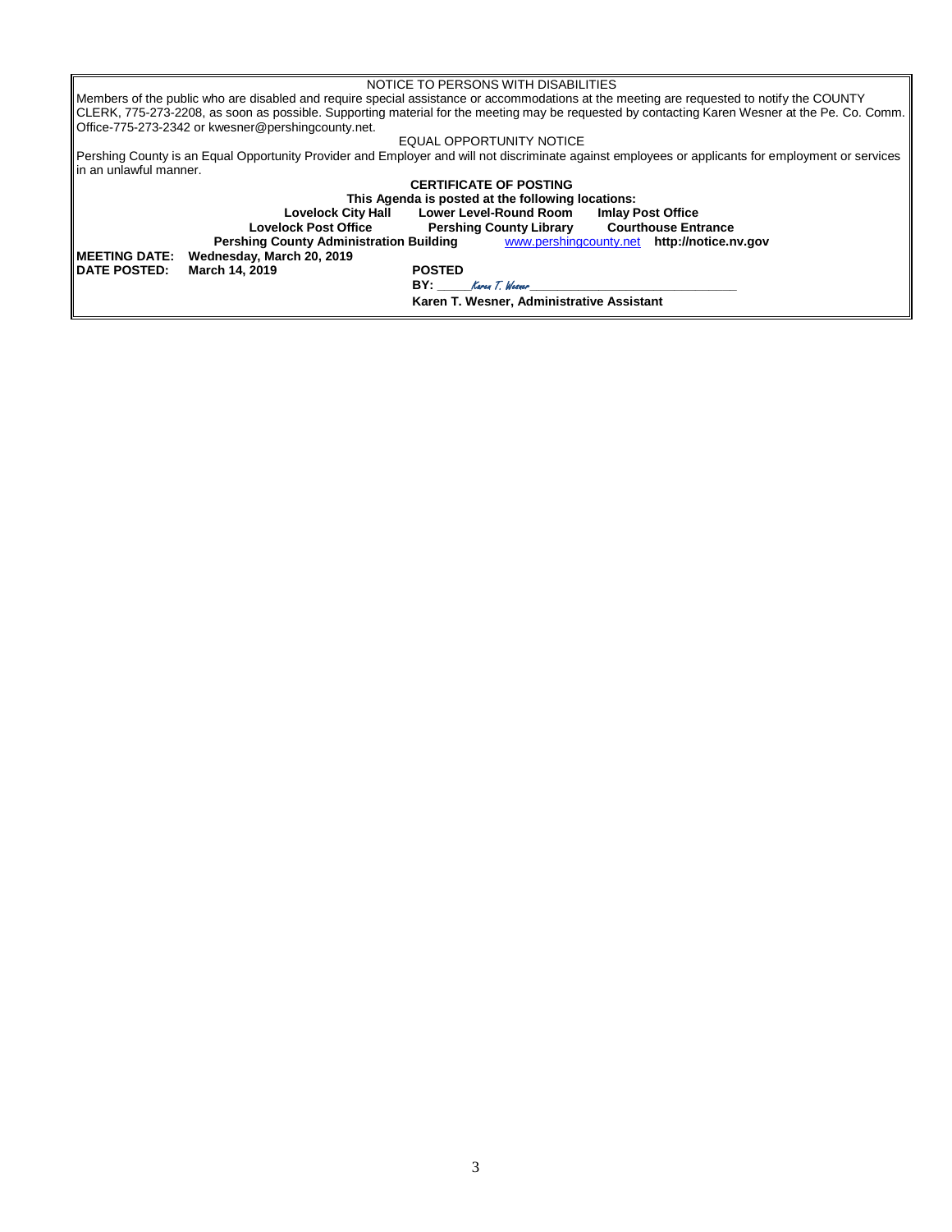NOTICE TO PERSONS WITH DISABILITIES

Members of the public who are disabled and require special assistance or accommodations at the meeting are requested to notify the COUNTY CLERK, 775-273-2208, as soon as possible. Supporting material for the meeting may be requested by contacting Karen Wesner at the Pe. Co. Comm. Office-775-273-2342 or kwesner@pershingcounty.net.

EQUAL OPPORTUNITY NOTICE

Pershing County is an Equal Opportunity Provider and Employer and will not discriminate against employees or applicants for employment or services in an unlawful manner.

**CERTIFICATE OF POSTING**

**This Agenda is posted at the following locations:**

**Lovelock City Hall** **Lower Level-Round Room** **Imlay Post Office**

**Lovelock Post Office** **Pershing County Library** **Courthouse Entrance**

**Pershing County Administration Building** www.pershingcounty.net **http://notice.nv.gov**

**MEETING DATE:** **Wednesday, March 20, 2019**

**DATE POSTED:** **March 14, 2019** **POSTED**

**BY:** _Karen T. Wesner_

**Karen T. Wesner, Administrative Assistant**